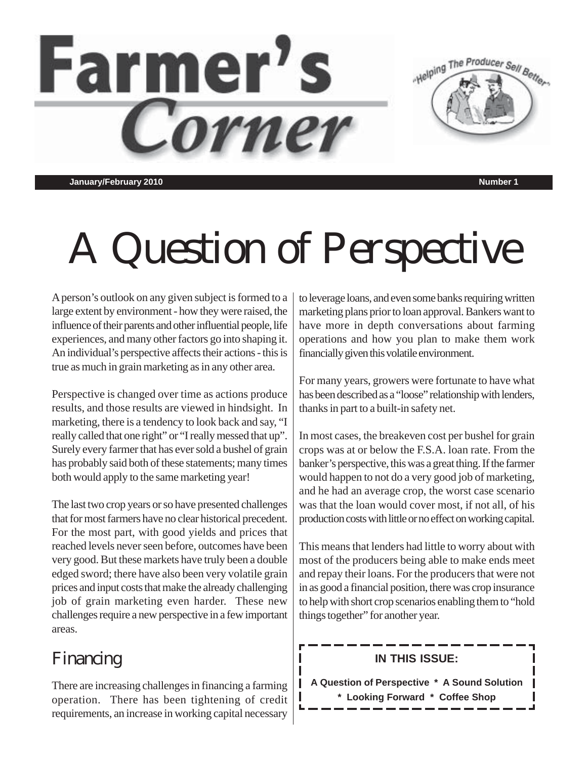# Farmer's Corner

"Helping The Producer Sell Better"

**January/February 2010** **Number 1**

# A Question of Perspective

A person's outlook on any given subject is formed to a large extent by environment - how they were raised, the influence of their parents and other influential people, life experiences, and many other factors go into shaping it. An individual's perspective affects their actions - this is true as much in grain marketing as in any other area.

Perspective is changed over time as actions produce results, and those results are viewed in hindsight. In marketing, there is a tendency to look back and say, "I really called that one right" or "I really messed that up". Surely every farmer that has ever sold a bushel of grain has probably said both of these statements; many times both would apply to the same marketing year!

The last two crop years or so have presented challenges that for most farmers have no clear historical precedent. For the most part, with good yields and prices that reached levels never seen before, outcomes have been very good. But these markets have truly been a double edged sword; there have also been very volatile grain prices and input costs that make the already challenging job of grain marketing even harder. These new challenges require a new perspective in a few important areas.

## Financing

There are increasing challenges in financing a farming operation. There has been tightening of credit requirements, an increase in working capital necessary to leverage loans, and even some banks requiring written marketing plans prior to loan approval. Bankers want to have more in depth conversations about farming operations and how you plan to make them work financially given this volatile environment.

For many years, growers were fortunate to have what has been described as a "loose" relationship with lenders, thanks in part to a built-in safety net.

In most cases, the breakeven cost per bushel for grain crops was at or below the F.S.A. loan rate. From the banker's perspective, this was a great thing. If the farmer would happen to not do a very good job of marketing, and he had an average crop, the worst case scenario was that the loan would cover most, if not all, of his production costs with little or no effect on working capital.

This means that lenders had little to worry about with most of the producers being able to make ends meet and repay their loans. For the producers that were not in as good a financial position, there was crop insurance to help with short crop scenarios enabling them to "hold things together" for another year.

**IN THIS ISSUE:**

**A Question of Perspective * A Sound Solution * Looking Forward * Coffee Shop**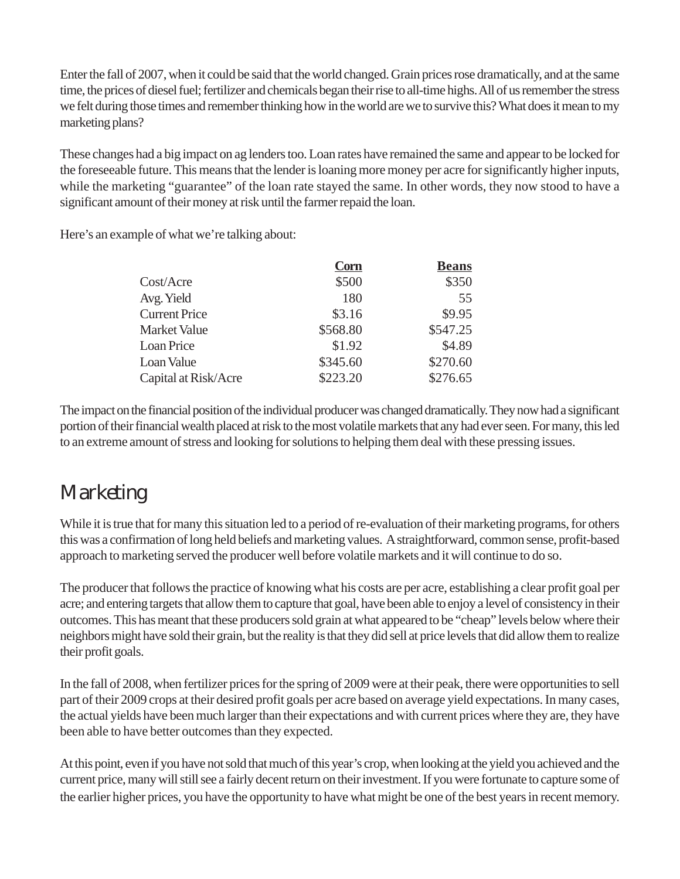Enter the fall of 2007, when it could be said that the world changed. Grain prices rose dramatically, and at the same time, the prices of diesel fuel; fertilizer and chemicals began their rise to all-time highs. All of us remember the stress we felt during those times and remember thinking how in the world are we to survive this? What does it mean to my marketing plans?

These changes had a big impact on ag lenders too. Loan rates have remained the same and appear to be locked for the foreseeable future. This means that the lender is loaning more money per acre for significantly higher inputs, while the marketing "guarantee" of the loan rate stayed the same. In other words, they now stood to have a significant amount of their money at risk until the farmer repaid the loan.

Here's an example of what we're talking about:

| | **Corn** | **Beans** |
|---|---:|---:|
| Cost/Acre | $500 | $350 |
| Avg. Yield | 180 | 55 |
| Current Price | $3.16 | $9.95 |
| Market Value | $568.80 | $547.25 |
| Loan Price | $1.92 | $4.89 |
| Loan Value | $345.60 | $270.60 |
| Capital at Risk/Acre | $223.20 | $276.65 |

The impact on the financial position of the individual producer was changed dramatically. They now had a significant portion of their financial wealth placed at risk to the most volatile markets that any had ever seen. For many, this led to an extreme amount of stress and looking for solutions to helping them deal with these pressing issues.

## Marketing

While it is true that for many this situation led to a period of re-evaluation of their marketing programs, for others this was a confirmation of long held beliefs and marketing values. A straightforward, common sense, profit-based approach to marketing served the producer well before volatile markets and it will continue to do so.

The producer that follows the practice of knowing what his costs are per acre, establishing a clear profit goal per acre; and entering targets that allow them to capture that goal, have been able to enjoy a level of consistency in their outcomes. This has meant that these producers sold grain at what appeared to be "cheap" levels below where their neighbors might have sold their grain, but the reality is that they did sell at price levels that did allow them to realize their profit goals.

In the fall of 2008, when fertilizer prices for the spring of 2009 were at their peak, there were opportunities to sell part of their 2009 crops at their desired profit goals per acre based on average yield expectations. In many cases, the actual yields have been much larger than their expectations and with current prices where they are, they have been able to have better outcomes than they expected.

At this point, even if you have not sold that much of this year's crop, when looking at the yield you achieved and the current price, many will still see a fairly decent return on their investment. If you were fortunate to capture some of the earlier higher prices, you have the opportunity to have what might be one of the best years in recent memory.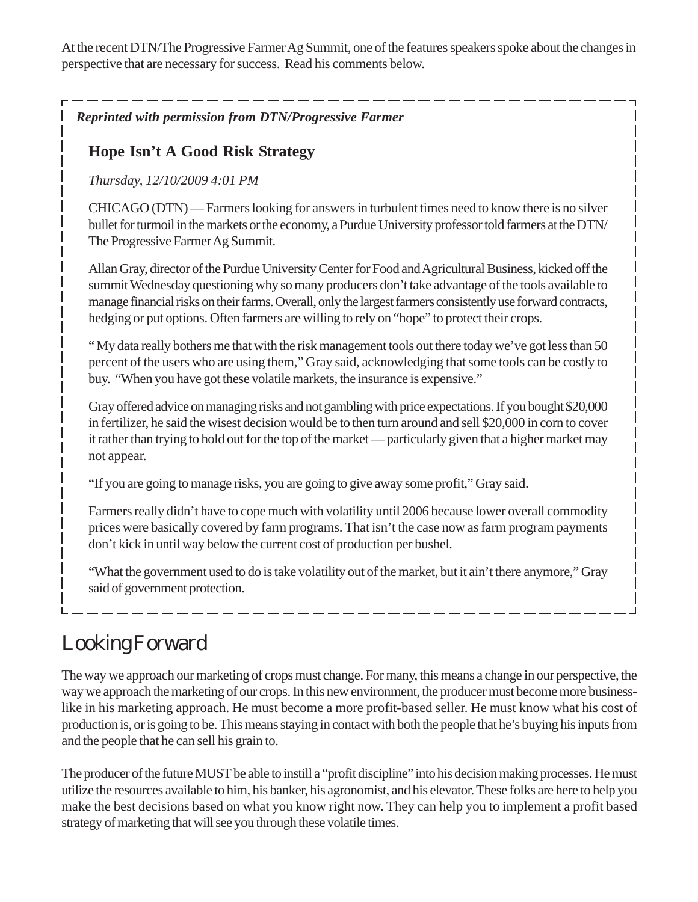At the recent DTN/The Progressive Farmer Ag Summit, one of the features speakers spoke about the changes in perspective that are necessary for success. Read his comments below.

***Reprinted with permission from DTN/Progressive Farmer***

## Hope Isn't A Good Risk Strategy

*Thursday, 12/10/2009 4:01 PM*

CHICAGO (DTN) — Farmers looking for answers in turbulent times need to know there is no silver bullet for turmoil in the markets or the economy, a Purdue University professor told farmers at the DTN/ The Progressive Farmer Ag Summit.

Allan Gray, director of the Purdue University Center for Food and Agricultural Business, kicked off the summit Wednesday questioning why so many producers don't take advantage of the tools available to manage financial risks on their farms. Overall, only the largest farmers consistently use forward contracts, hedging or put options. Often farmers are willing to rely on "hope" to protect their crops.

" My data really bothers me that with the risk management tools out there today we've got less than 50 percent of the users who are using them," Gray said, acknowledging that some tools can be costly to buy. "When you have got these volatile markets, the insurance is expensive."

Gray offered advice on managing risks and not gambling with price expectations. If you bought $20,000 in fertilizer, he said the wisest decision would be to then turn around and sell $20,000 in corn to cover it rather than trying to hold out for the top of the market — particularly given that a higher market may not appear.

"If you are going to manage risks, you are going to give away some profit," Gray said.

Farmers really didn't have to cope much with volatility until 2006 because lower overall commodity prices were basically covered by farm programs. That isn't the case now as farm program payments don't kick in until way below the current cost of production per bushel.

"What the government used to do is take volatility out of the market, but it ain't there anymore," Gray said of government protection.

# Looking Forward

The way we approach our marketing of crops must change. For many, this means a change in our perspective, the way we approach the marketing of our crops. In this new environment, the producer must become more business-like in his marketing approach. He must become a more profit-based seller. He must know what his cost of production is, or is going to be. This means staying in contact with both the people that he's buying his inputs from and the people that he can sell his grain to.

The producer of the future MUST be able to instill a "profit discipline" into his decision making processes. He must utilize the resources available to him, his banker, his agronomist, and his elevator. These folks are here to help you make the best decisions based on what you know right now. They can help you to implement a profit based strategy of marketing that will see you through these volatile times.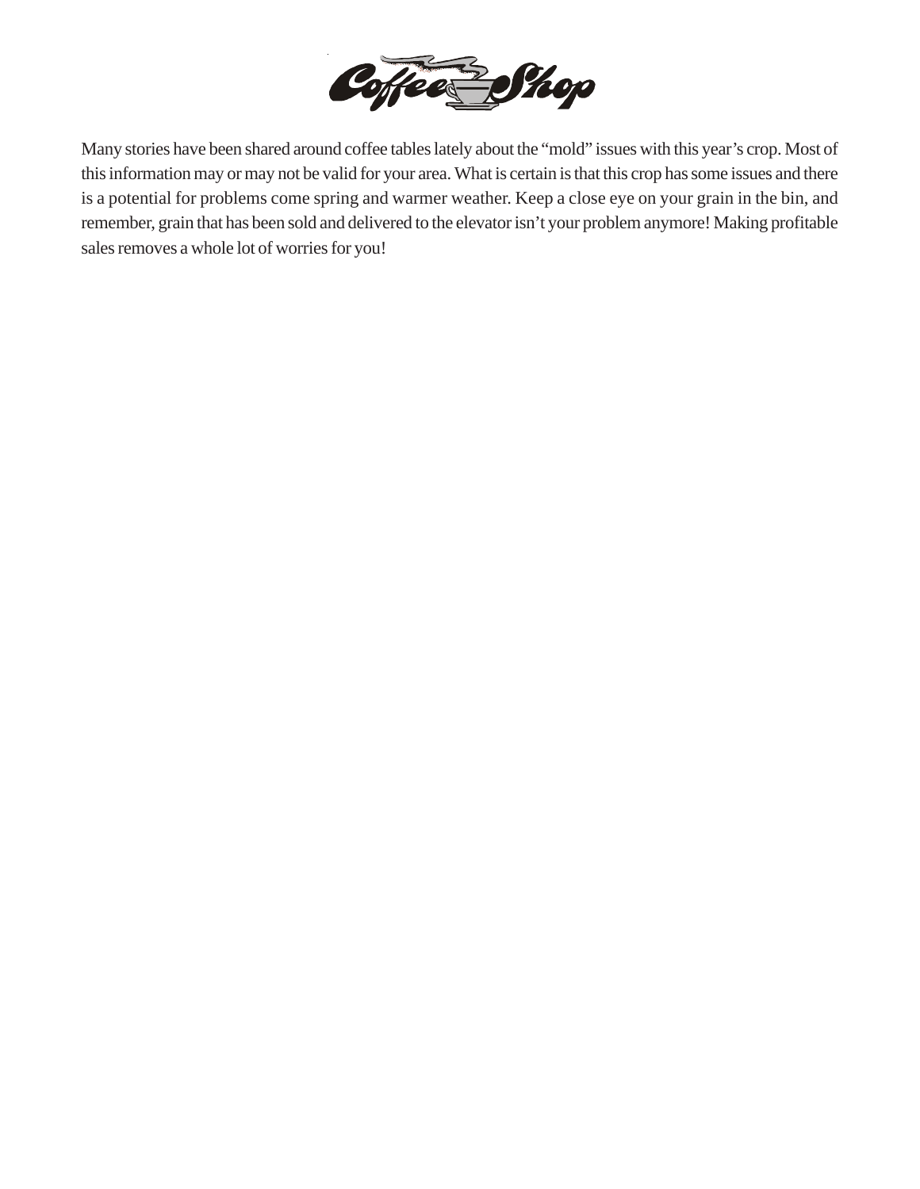# Coffee Shop

Many stories have been shared around coffee tables lately about the “mold” issues with this year’s crop. Most of this information may or may not be valid for your area. What is certain is that this crop has some issues and there is a potential for problems come spring and warmer weather. Keep a close eye on your grain in the bin, and remember, grain that has been sold and delivered to the elevator isn’t your problem anymore! Making profitable sales removes a whole lot of worries for you!